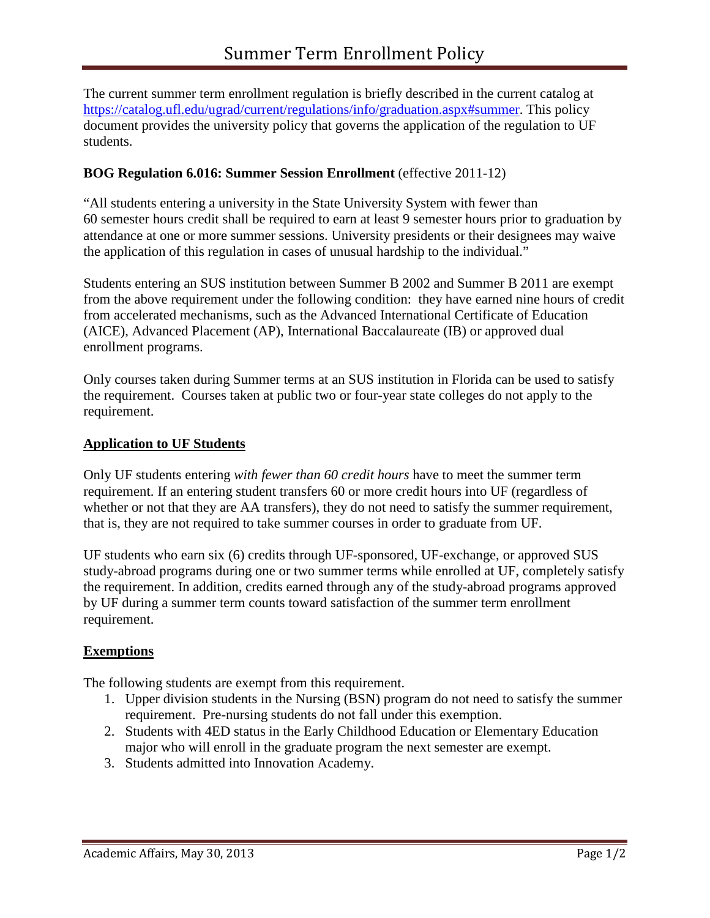# Summer Term Enrollment Policy

The current summer term enrollment regulation is briefly described in the current catalog at [https://catalog.ufl.edu/ugrad/current/regulations/info/graduation.aspx#summer](https://catalog.ufl.edu/ugrad/current/regulations/info/graduation.aspx#summer). This policy document provides the university policy that governs the application of the regulation to UF students.

**BOG Regulation 6.016: Summer Session Enrollment** (effective 2011-12)

"All students entering a university in the State University System with fewer than 60 semester hours credit shall be required to earn at least 9 semester hours prior to graduation by attendance at one or more summer sessions. University presidents or their designees may waive the application of this regulation in cases of unusual hardship to the individual."

Students entering an SUS institution between Summer B 2002 and Summer B 2011 are exempt from the above requirement under the following condition: they have earned nine hours of credit from accelerated mechanisms, such as the Advanced International Certificate of Education (AICE), Advanced Placement (AP), International Baccalaureate (IB) or approved dual enrollment programs.

Only courses taken during Summer terms at an SUS institution in Florida can be used to satisfy the requirement. Courses taken at public two or four-year state colleges do not apply to the requirement.

## Application to UF Students

Only UF students entering *with fewer than 60 credit hours* have to meet the summer term requirement. If an entering student transfers 60 or more credit hours into UF (regardless of whether or not that they are AA transfers), they do not need to satisfy the summer requirement, that is, they are not required to take summer courses in order to graduate from UF.

UF students who earn six (6) credits through UF-sponsored, UF-exchange, or approved SUS study-abroad programs during one or two summer terms while enrolled at UF, completely satisfy the requirement. In addition, credits earned through any of the study-abroad programs approved by UF during a summer term counts toward satisfaction of the summer term enrollment requirement.

## Exemptions

The following students are exempt from this requirement.

1. Upper division students in the Nursing (BSN) program do not need to satisfy the summer requirement. Pre-nursing students do not fall under this exemption.
2. Students with 4ED status in the Early Childhood Education or Elementary Education major who will enroll in the graduate program the next semester are exempt.
3. Students admitted into Innovation Academy.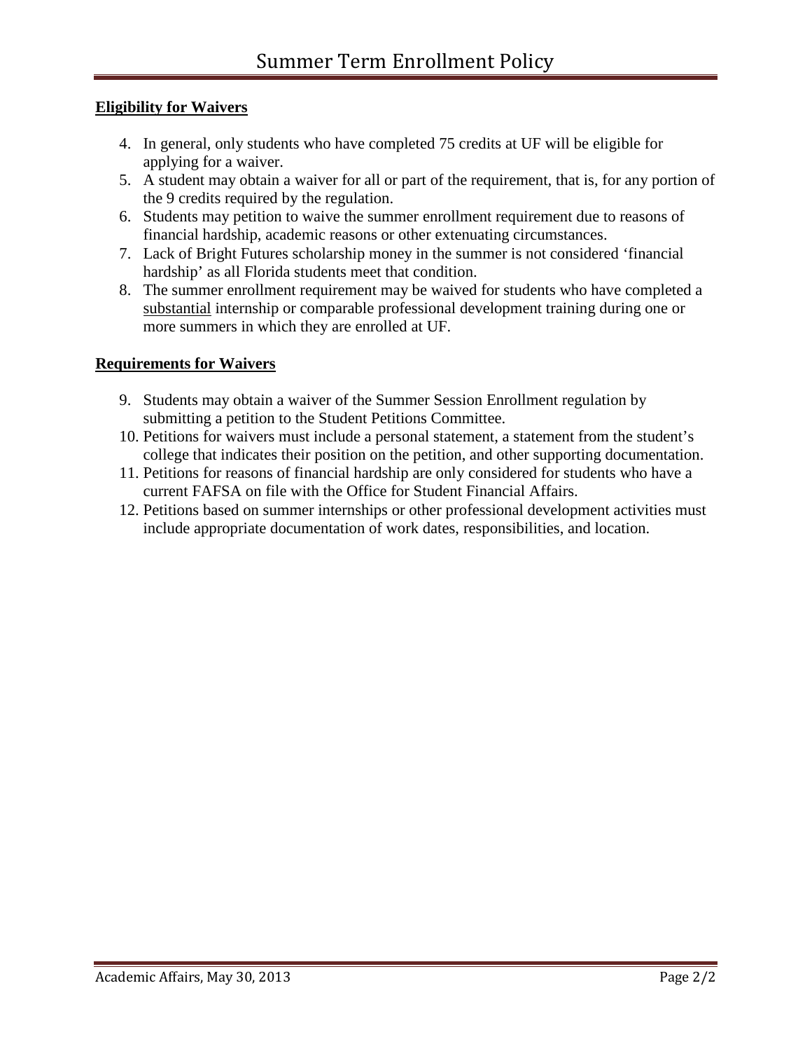**Eligibility for Waivers**

4. In general, only students who have completed 75 credits at UF will be eligible for applying for a waiver.
5. A student may obtain a waiver for all or part of the requirement, that is, for any portion of the 9 credits required by the regulation.
6. Students may petition to waive the summer enrollment requirement due to reasons of financial hardship, academic reasons or other extenuating circumstances.
7. Lack of Bright Futures scholarship money in the summer is not considered 'financial hardship' as all Florida students meet that condition.
8. The summer enrollment requirement may be waived for students who have completed a substantial internship or comparable professional development training during one or more summers in which they are enrolled at UF.

**Requirements for Waivers**

9. Students may obtain a waiver of the Summer Session Enrollment regulation by submitting a petition to the Student Petitions Committee.
10. Petitions for waivers must include a personal statement, a statement from the student's college that indicates their position on the petition, and other supporting documentation.
11. Petitions for reasons of financial hardship are only considered for students who have a current FAFSA on file with the Office for Student Financial Affairs.
12. Petitions based on summer internships or other professional development activities must include appropriate documentation of work dates, responsibilities, and location.